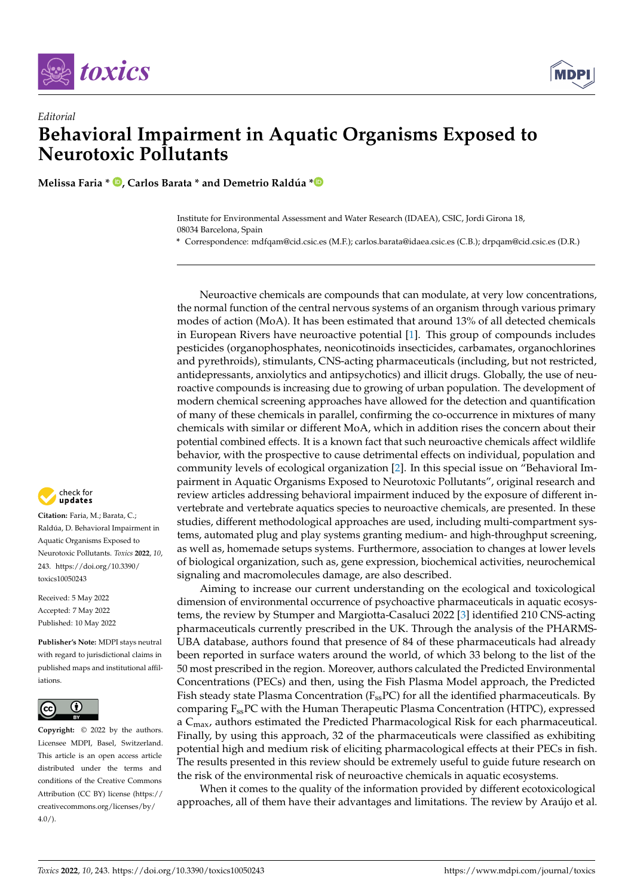*Editorial*

# Behavioral Impairment in Aquatic Organisms Exposed to Neurotoxic Pollutants

**Melissa Faria \*, Carlos Barata \* and Demetrio Raldúa \***

Institute for Environmental Assessment and Water Research (IDAEA), CSIC, Jordi Girona 18, 08034 Barcelona, Spain

\* Correspondence: mdfqam@cid.csic.es (M.F.); carlos.barata@idaea.csic.es (C.B.); drpqam@cid.csic.es (D.R.)

**Citation:** Faria, M.; Barata, C.; Raldúa, D. Behavioral Impairment in Aquatic Organisms Exposed to Neurotoxic Pollutants. *Toxics* **2022**, *10*, 243. https://doi.org/10.3390/toxics10050243

Received: 5 May 2022
Accepted: 7 May 2022
Published: 10 May 2022

**Publisher's Note:** MDPI stays neutral with regard to jurisdictional claims in published maps and institutional affiliations.

**Copyright:** © 2022 by the authors. Licensee MDPI, Basel, Switzerland. This article is an open access article distributed under the terms and conditions of the Creative Commons Attribution (CC BY) license (https://creativecommons.org/licenses/by/4.0/).

Neuroactive chemicals are compounds that can modulate, at very low concentrations, the normal function of the central nervous systems of an organism through various primary modes of action (MoA). It has been estimated that around 13% of all detected chemicals in European Rivers have neuroactive potential [1]. This group of compounds includes pesticides (organophosphates, neonicotinoids insecticides, carbamates, organochlorines and pyrethroids), stimulants, CNS-acting pharmaceuticals (including, but not restricted, antidepressants, anxiolytics and antipsychotics) and illicit drugs. Globally, the use of neuroactive compounds is increasing due to growing of urban population. The development of modern chemical screening approaches have allowed for the detection and quantification of many of these chemicals in parallel, confirming the co-occurrence in mixtures of many chemicals with similar or different MoA, which in addition rises the concern about their potential combined effects. It is a known fact that such neuroactive chemicals affect wildlife behavior, with the prospective to cause detrimental effects on individual, population and community levels of ecological organization [2]. In this special issue on "Behavioral Impairment in Aquatic Organisms Exposed to Neurotoxic Pollutants", original research and review articles addressing behavioral impairment induced by the exposure of different invertebrate and vertebrate aquatics species to neuroactive chemicals, are presented. In these studies, different methodological approaches are used, including multi-compartment systems, automated plug and play systems granting medium- and high-throughput screening, as well as, homemade setups systems. Furthermore, association to changes at lower levels of biological organization, such as, gene expression, biochemical activities, neurochemical signaling and macromolecules damage, are also described.

Aiming to increase our current understanding on the ecological and toxicological dimension of environmental occurrence of psychoactive pharmaceuticals in aquatic ecosystems, the review by Stumper and Margiotta-Casaluci 2022 [3] identified 210 CNS-acting pharmaceuticals currently prescribed in the UK. Through the analysis of the PHARMS-UBA database, authors found that presence of 84 of these pharmaceuticals had already been reported in surface waters around the world, of which 33 belong to the list of the 50 most prescribed in the region. Moreover, authors calculated the Predicted Environmental Concentrations (PECs) and then, using the Fish Plasma Model approach, the Predicted Fish steady state Plasma Concentration ($F_{ss}PC$) for all the identified pharmaceuticals. By comparing $F_{ss}PC$ with the Human Therapeutic Plasma Concentration (HTPC), expressed a $C_{max}$, authors estimated the Predicted Pharmacological Risk for each pharmaceutical. Finally, by using this approach, 32 of the pharmaceuticals were classified as exhibiting potential high and medium risk of eliciting pharmacological effects at their PECs in fish. The results presented in this review should be extremely useful to guide future research on the risk of the environmental risk of neuroactive chemicals in aquatic ecosystems.

When it comes to the quality of the information provided by different ecotoxicological approaches, all of them have their advantages and limitations. The review by Araújo et al.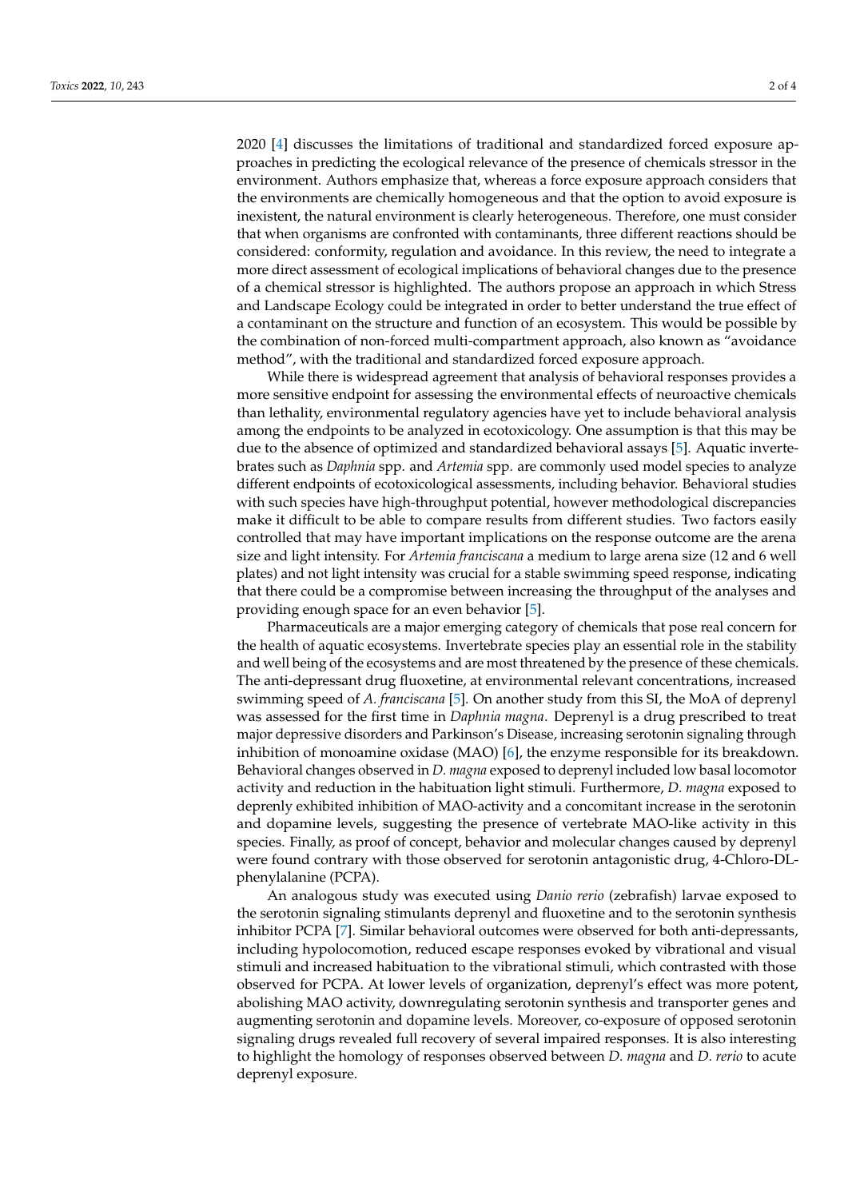2020 [4] discusses the limitations of traditional and standardized forced exposure approaches in predicting the ecological relevance of the presence of chemicals stressor in the environment. Authors emphasize that, whereas a force exposure approach considers that the environments are chemically homogeneous and that the option to avoid exposure is inexistent, the natural environment is clearly heterogeneous. Therefore, one must consider that when organisms are confronted with contaminants, three different reactions should be considered: conformity, regulation and avoidance. In this review, the need to integrate a more direct assessment of ecological implications of behavioral changes due to the presence of a chemical stressor is highlighted. The authors propose an approach in which Stress and Landscape Ecology could be integrated in order to better understand the true effect of a contaminant on the structure and function of an ecosystem. This would be possible by the combination of non-forced multi-compartment approach, also known as "avoidance method", with the traditional and standardized forced exposure approach.

While there is widespread agreement that analysis of behavioral responses provides a more sensitive endpoint for assessing the environmental effects of neuroactive chemicals than lethality, environmental regulatory agencies have yet to include behavioral analysis among the endpoints to be analyzed in ecotoxicology. One assumption is that this may be due to the absence of optimized and standardized behavioral assays [5]. Aquatic invertebrates such as *Daphnia* spp. and *Artemia* spp. are commonly used model species to analyze different endpoints of ecotoxicological assessments, including behavior. Behavioral studies with such species have high-throughput potential, however methodological discrepancies make it difficult to be able to compare results from different studies. Two factors easily controlled that may have important implications on the response outcome are the arena size and light intensity. For *Artemia franciscana* a medium to large arena size (12 and 6 well plates) and not light intensity was crucial for a stable swimming speed response, indicating that there could be a compromise between increasing the throughput of the analyses and providing enough space for an even behavior [5].

Pharmaceuticals are a major emerging category of chemicals that pose real concern for the health of aquatic ecosystems. Invertebrate species play an essential role in the stability and well being of the ecosystems and are most threatened by the presence of these chemicals. The anti-depressant drug fluoxetine, at environmental relevant concentrations, increased swimming speed of *A. franciscana* [5]. On another study from this SI, the MoA of deprenyl was assessed for the first time in *Daphnia magna*. Deprenyl is a drug prescribed to treat major depressive disorders and Parkinson's Disease, increasing serotonin signaling through inhibition of monoamine oxidase (MAO) [6], the enzyme responsible for its breakdown. Behavioral changes observed in *D. magna* exposed to deprenyl included low basal locomotor activity and reduction in the habituation light stimuli. Furthermore, *D. magna* exposed to deprenly exhibited inhibition of MAO-activity and a concomitant increase in the serotonin and dopamine levels, suggesting the presence of vertebrate MAO-like activity in this species. Finally, as proof of concept, behavior and molecular changes caused by deprenyl were found contrary with those observed for serotonin antagonistic drug, 4-Chloro-DL-phenylalanine (PCPA).

An analogous study was executed using *Danio rerio* (zebrafish) larvae exposed to the serotonin signaling stimulants deprenyl and fluoxetine and to the serotonin synthesis inhibitor PCPA [7]. Similar behavioral outcomes were observed for both anti-depressants, including hypolocomotion, reduced escape responses evoked by vibrational and visual stimuli and increased habituation to the vibrational stimuli, which contrasted with those observed for PCPA. At lower levels of organization, deprenyl's effect was more potent, abolishing MAO activity, downregulating serotonin synthesis and transporter genes and augmenting serotonin and dopamine levels. Moreover, co-exposure of opposed serotonin signaling drugs revealed full recovery of several impaired responses. It is also interesting to highlight the homology of responses observed between *D. magna* and *D. rerio* to acute deprenyl exposure.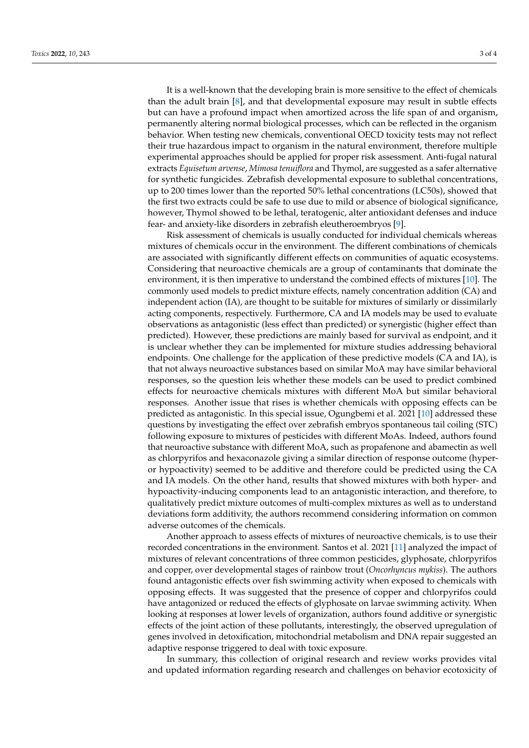It is a well-known that the developing brain is more sensitive to the effect of chemicals than the adult brain [8], and that developmental exposure may result in subtle effects but can have a profound impact when amortized across the life span of and organism, permanently altering normal biological processes, which can be reflected in the organism behavior. When testing new chemicals, conventional OECD toxicity tests may not reflect their true hazardous impact to organism in the natural environment, therefore multiple experimental approaches should be applied for proper risk assessment. Anti-fugal natural extracts *Equisetum arvense*, *Mimosa tenuiflora* and Thymol, are suggested as a safer alternative for synthetic fungicides. Zebrafish developmental exposure to sublethal concentrations, up to 200 times lower than the reported 50% lethal concentrations (LC50s), showed that the first two extracts could be safe to use due to mild or absence of biological significance, however, Thymol showed to be lethal, teratogenic, alter antioxidant defenses and induce fear- and anxiety-like disorders in zebrafish eleutheroembryos [9].

Risk assessment of chemicals is usually conducted for individual chemicals whereas mixtures of chemicals occur in the environment. The different combinations of chemicals are associated with significantly different effects on communities of aquatic ecosystems. Considering that neuroactive chemicals are a group of contaminants that dominate the environment, it is then imperative to understand the combined effects of mixtures [10]. The commonly used models to predict mixture effects, namely concentration addition (CA) and independent action (IA), are thought to be suitable for mixtures of similarly or dissimilarly acting components, respectively. Furthermore, CA and IA models may be used to evaluate observations as antagonistic (less effect than predicted) or synergistic (higher effect than predicted). However, these predictions are mainly based for survival as endpoint, and it is unclear whether they can be implemented for mixture studies addressing behavioral endpoints. One challenge for the application of these predictive models (CA and IA), is that not always neuroactive substances based on similar MoA may have similar behavioral responses, so the question leis whether these models can be used to predict combined effects for neuroactive chemicals mixtures with different MoA but similar behavioral responses. Another issue that rises is whether chemicals with opposing effects can be predicted as antagonistic. In this special issue, Ogungbemi et al. 2021 [10] addressed these questions by investigating the effect over zebrafish embryos spontaneous tail coiling (STC) following exposure to mixtures of pesticides with different MoAs. Indeed, authors found that neuroactive substance with different MoA, such as propafenone and abamectin as well as chlorpyrifos and hexaconazole giving a similar direction of response outcome (hyper- or hypoactivity) seemed to be additive and therefore could be predicted using the CA and IA models. On the other hand, results that showed mixtures with both hyper- and hypoactivity-inducing components lead to an antagonistic interaction, and therefore, to qualitatively predict mixture outcomes of multi-complex mixtures as well as to understand deviations form additivity, the authors recommend considering information on common adverse outcomes of the chemicals.

Another approach to assess effects of mixtures of neuroactive chemicals, is to use their recorded concentrations in the environment. Santos et al. 2021 [11] analyzed the impact of mixtures of relevant concentrations of three common pesticides, glyphosate, chlorpyrifos and copper, over developmental stages of rainbow trout (*Oncorhyncus mykiss*). The authors found antagonistic effects over fish swimming activity when exposed to chemicals with opposing effects. It was suggested that the presence of copper and chlorpyrifos could have antagonized or reduced the effects of glyphosate on larvae swimming activity. When looking at responses at lower levels of organization, authors found additive or synergistic effects of the joint action of these pollutants, interestingly, the observed upregulation of genes involved in detoxification, mitochondrial metabolism and DNA repair suggested an adaptive response triggered to deal with toxic exposure.

In summary, this collection of original research and review works provides vital and updated information regarding research and challenges on behavior ecotoxicity of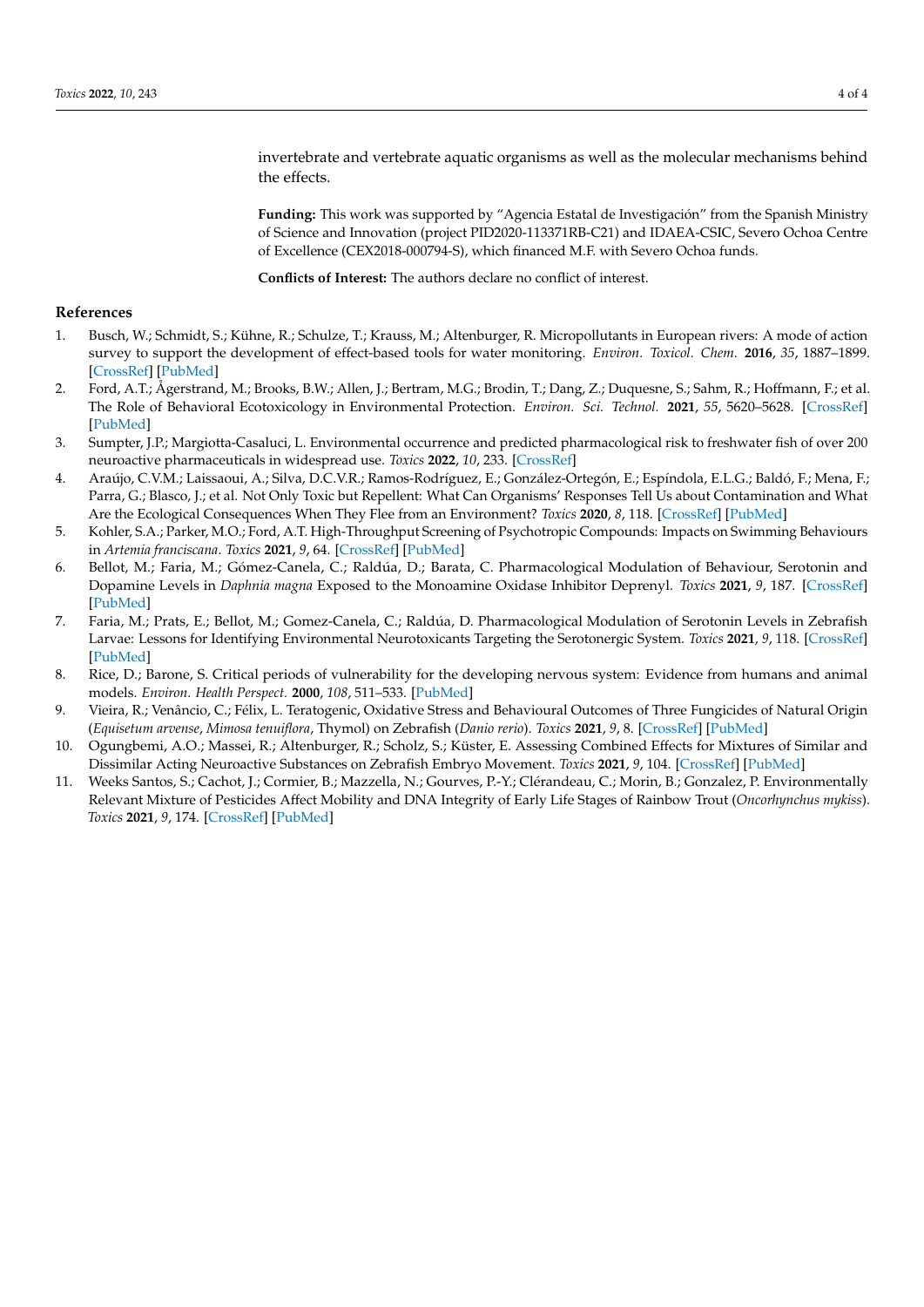invertebrate and vertebrate aquatic organisms as well as the molecular mechanisms behind the effects.

**Funding:** This work was supported by "Agencia Estatal de Investigación" from the Spanish Ministry of Science and Innovation (project PID2020-113371RB-C21) and IDAEA-CSIC, Severo Ochoa Centre of Excellence (CEX2018-000794-S), which financed M.F. with Severo Ochoa funds.

**Conflicts of Interest:** The authors declare no conflict of interest.

## References

1. Busch, W.; Schmidt, S.; Kühne, R.; Schulze, T.; Krauss, M.; Altenburger, R. Micropollutants in European rivers: A mode of action survey to support the development of effect-based tools for water monitoring. *Environ. Toxicol. Chem.* **2016**, *35*, 1887–1899. [CrossRef] [PubMed]
2. Ford, A.T.; Ågerstrand, M.; Brooks, B.W.; Allen, J.; Bertram, M.G.; Brodin, T.; Dang, Z.; Duquesne, S.; Sahm, R.; Hoffmann, F.; et al. The Role of Behavioral Ecotoxicology in Environmental Protection. *Environ. Sci. Technol.* **2021**, *55*, 5620–5628. [CrossRef] [PubMed]
3. Sumpter, J.P.; Margiotta-Casaluci, L. Environmental occurrence and predicted pharmacological risk to freshwater fish of over 200 neuroactive pharmaceuticals in widespread use. *Toxics* **2022**, *10*, 233. [CrossRef]
4. Araújo, C.V.M.; Laissaoui, A.; Silva, D.C.V.R.; Ramos-Rodríguez, E.; González-Ortegón, E.; Espíndola, E.L.G.; Baldó, F.; Mena, F.; Parra, G.; Blasco, J.; et al. Not Only Toxic but Repellent: What Can Organisms' Responses Tell Us about Contamination and What Are the Ecological Consequences When They Flee from an Environment? *Toxics* **2020**, *8*, 118. [CrossRef] [PubMed]
5. Kohler, S.A.; Parker, M.O.; Ford, A.T. High-Throughput Screening of Psychotropic Compounds: Impacts on Swimming Behaviours in *Artemia franciscana*. *Toxics* **2021**, *9*, 64. [CrossRef] [PubMed]
6. Bellot, M.; Faria, M.; Gómez-Canela, C.; Raldúa, D.; Barata, C. Pharmacological Modulation of Behaviour, Serotonin and Dopamine Levels in *Daphnia magna* Exposed to the Monoamine Oxidase Inhibitor Deprenyl. *Toxics* **2021**, *9*, 187. [CrossRef] [PubMed]
7. Faria, M.; Prats, E.; Bellot, M.; Gomez-Canela, C.; Raldúa, D. Pharmacological Modulation of Serotonin Levels in Zebrafish Larvae: Lessons for Identifying Environmental Neurotoxicants Targeting the Serotonergic System. *Toxics* **2021**, *9*, 118. [CrossRef] [PubMed]
8. Rice, D.; Barone, S. Critical periods of vulnerability for the developing nervous system: Evidence from humans and animal models. *Environ. Health Perspect.* **2000**, *108*, 511–533. [PubMed]
9. Vieira, R.; Venâncio, C.; Félix, L. Teratogenic, Oxidative Stress and Behavioural Outcomes of Three Fungicides of Natural Origin (*Equisetum arvense*, *Mimosa tenuiflora*, Thymol) on Zebrafish (*Danio rerio*). *Toxics* **2021**, *9*, 8. [CrossRef] [PubMed]
10. Ogungbemi, A.O.; Massei, R.; Altenburger, R.; Scholz, S.; Küster, E. Assessing Combined Effects for Mixtures of Similar and Dissimilar Acting Neuroactive Substances on Zebrafish Embryo Movement. *Toxics* **2021**, *9*, 104. [CrossRef] [PubMed]
11. Weeks Santos, S.; Cachot, J.; Cormier, B.; Mazzella, N.; Gourves, P.-Y.; Clérandeau, C.; Morin, B.; Gonzalez, P. Environmentally Relevant Mixture of Pesticides Affect Mobility and DNA Integrity of Early Life Stages of Rainbow Trout (*Oncorhynchus mykiss*). *Toxics* **2021**, *9*, 174. [CrossRef] [PubMed]